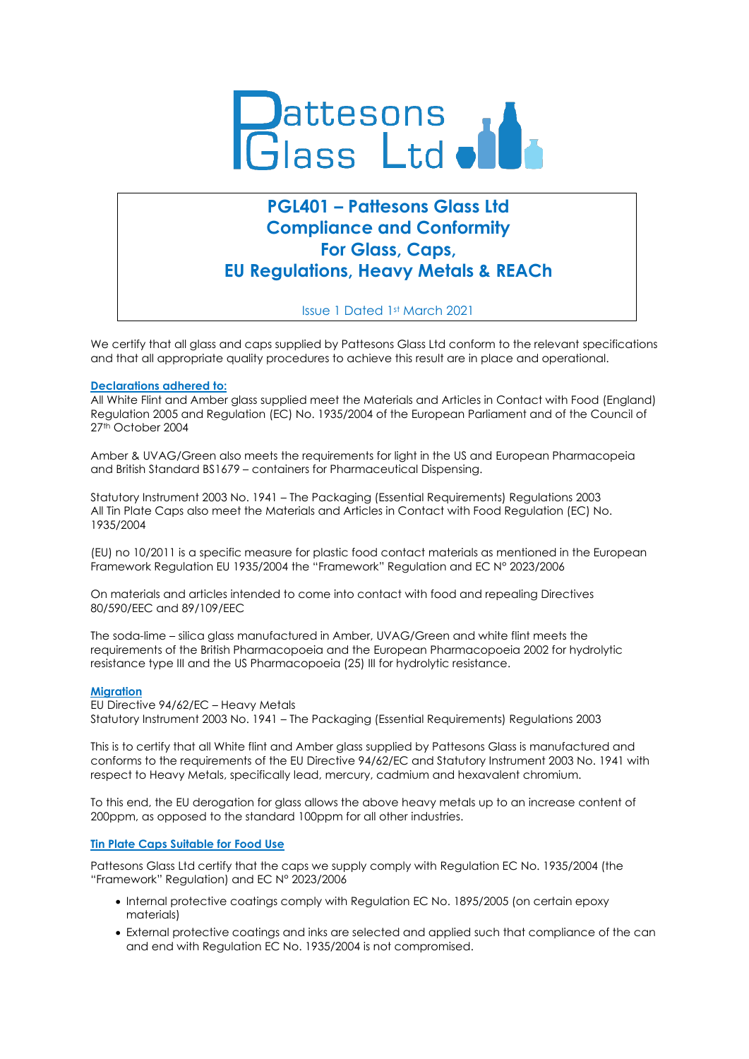# Pattesons Glass Ltd

## PGL401 – Pattesons Glass Ltd Compliance and Conformity For Glass, Caps, EU Regulations, Heavy Metals & REACh

Issue 1 Dated 1st March 2021

We certify that all glass and caps supplied by Pattesons Glass Ltd conform to the relevant specifications and that all appropriate quality procedures to achieve this result are in place and operational.

### Declarations adhered to:

All White Flint and Amber glass supplied meet the Materials and Articles in Contact with Food (England) Regulation 2005 and Regulation (EC) No. 1935/2004 of the European Parliament and of the Council of 27th October 2004

Amber & UVAG/Green also meets the requirements for light in the US and European Pharmacopeia and British Standard BS1679 – containers for Pharmaceutical Dispensing.

Statutory Instrument 2003 No. 1941 – The Packaging (Essential Requirements) Regulations 2003
All Tin Plate Caps also meet the Materials and Articles in Contact with Food Regulation (EC) No. 1935/2004

(EU) no 10/2011 is a specific measure for plastic food contact materials as mentioned in the European Framework Regulation EU 1935/2004 the "Framework" Regulation and EC N° 2023/2006

On materials and articles intended to come into contact with food and repealing Directives 80/590/EEC and 89/109/EEC

The soda-lime – silica glass manufactured in Amber, UVAG/Green and white flint meets the requirements of the British Pharmacopoeia and the European Pharmacopoeia 2002 for hydrolytic resistance type III and the US Pharmacopoeia (25) III for hydrolytic resistance.

### Migration

EU Directive 94/62/EC – Heavy Metals
Statutory Instrument 2003 No. 1941 – The Packaging (Essential Requirements) Regulations 2003

This is to certify that all White flint and Amber glass supplied by Pattesons Glass is manufactured and conforms to the requirements of the EU Directive 94/62/EC and Statutory Instrument 2003 No. 1941 with respect to Heavy Metals, specifically lead, mercury, cadmium and hexavalent chromium.

To this end, the EU derogation for glass allows the above heavy metals up to an increase content of 200ppm, as opposed to the standard 100ppm for all other industries.

### Tin Plate Caps Suitable for Food Use

Pattesons Glass Ltd certify that the caps we supply comply with Regulation EC No. 1935/2004 (the "Framework" Regulation) and EC N° 2023/2006

- Internal protective coatings comply with Regulation EC No. 1895/2005 (on certain epoxy materials)
- External protective coatings and inks are selected and applied such that compliance of the can and end with Regulation EC No. 1935/2004 is not compromised.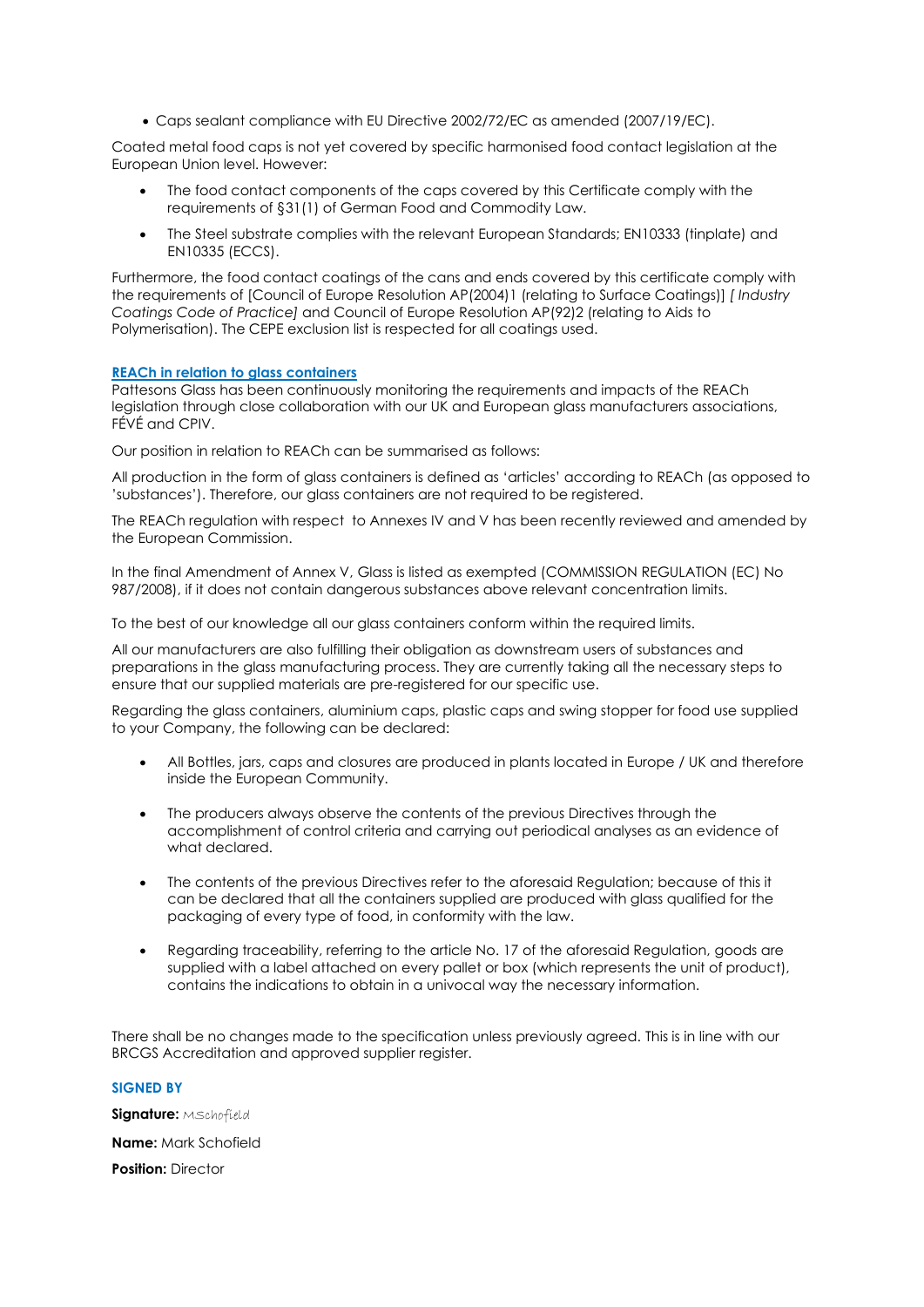- Caps sealant compliance with EU Directive 2002/72/EC as amended (2007/19/EC).

Coated metal food caps is not yet covered by specific harmonised food contact legislation at the European Union level. However:

- The food contact components of the caps covered by this Certificate comply with the requirements of §31(1) of German Food and Commodity Law.
- The Steel substrate complies with the relevant European Standards; EN10333 (tinplate) and EN10335 (ECCS).

Furthermore, the food contact coatings of the cans and ends covered by this certificate comply with the requirements of [Council of Europe Resolution AP(2004)1 (relating to Surface Coatings)] *[ Industry Coatings Code of Practice]* and Council of Europe Resolution AP(92)2 (relating to Aids to Polymerisation). The CEPE exclusion list is respected for all coatings used.

**REACh in relation to glass containers**

Pattesons Glass has been continuously monitoring the requirements and impacts of the REACh legislation through close collaboration with our UK and European glass manufacturers associations, FÉVÉ and CPIV.

Our position in relation to REACh can be summarised as follows:

All production in the form of glass containers is defined as 'articles' according to REACh (as opposed to 'substances'). Therefore, our glass containers are not required to be registered.

The REACh regulation with respect to Annexes IV and V has been recently reviewed and amended by the European Commission.

In the final Amendment of Annex V, Glass is listed as exempted (COMMISSION REGULATION (EC) No 987/2008), if it does not contain dangerous substances above relevant concentration limits.

To the best of our knowledge all our glass containers conform within the required limits.

All our manufacturers are also fulfilling their obligation as downstream users of substances and preparations in the glass manufacturing process. They are currently taking all the necessary steps to ensure that our supplied materials are pre-registered for our specific use.

Regarding the glass containers, aluminium caps, plastic caps and swing stopper for food use supplied to your Company, the following can be declared:

- All Bottles, jars, caps and closures are produced in plants located in Europe / UK and therefore inside the European Community.
- The producers always observe the contents of the previous Directives through the accomplishment of control criteria and carrying out periodical analyses as an evidence of what declared.
- The contents of the previous Directives refer to the aforesaid Regulation; because of this it can be declared that all the containers supplied are produced with glass qualified for the packaging of every type of food, in conformity with the law.
- Regarding traceability, referring to the article No. 17 of the aforesaid Regulation, goods are supplied with a label attached on every pallet or box (which represents the unit of product), contains the indications to obtain in a univocal way the necessary information.

There shall be no changes made to the specification unless previously agreed. This is in line with our BRCGS Accreditation and approved supplier register.

**SIGNED BY**

**Signature:** MSchofield

**Name:** Mark Schofield

**Position:** Director